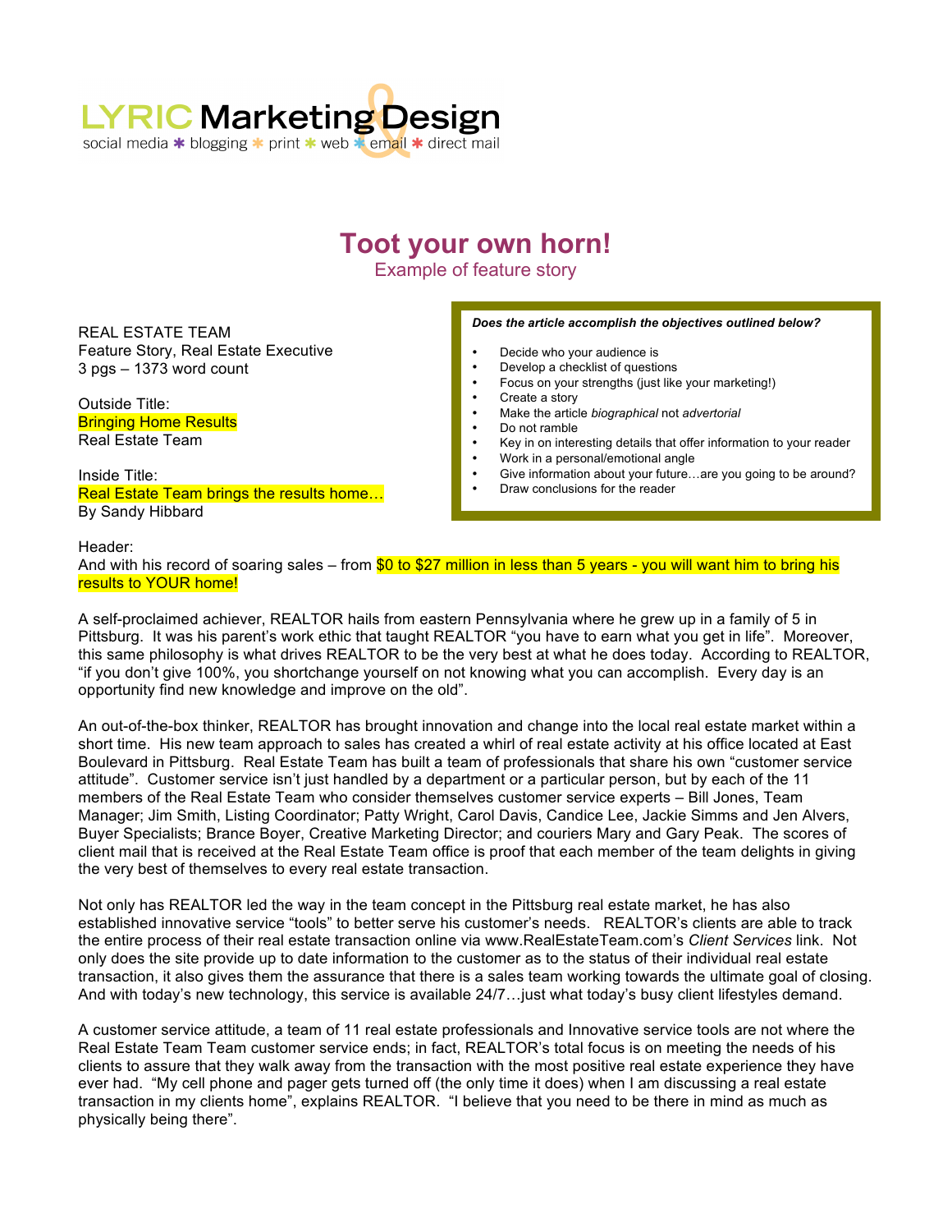LYRIC Marketing & Design
social media * blogging * print * web * email * direct mail

# Toot your own horn!

Example of feature story

REAL ESTATE TEAM
Feature Story, Real Estate Executive
3 pgs – 1373 word count

Outside Title:
Bringing Home Results
Real Estate Team

Inside Title:
Real Estate Team brings the results home…
By Sandy Hibbard

***Does the article accomplish the objectives outlined below?***

- Decide who your audience is
- Develop a checklist of questions
- Focus on your strengths (just like your marketing!)
- Create a story
- Make the article *biographical* not *advertorial*
- Do not ramble
- Key in on interesting details that offer information to your reader
- Work in a personal/emotional angle
- Give information about your future…are you going to be around?
- Draw conclusions for the reader

Header:
And with his record of soaring sales – from $0 to $27 million in less than 5 years - you will want him to bring his results to YOUR home!

A self-proclaimed achiever, REALTOR hails from eastern Pennsylvania where he grew up in a family of 5 in Pittsburg. It was his parent's work ethic that taught REALTOR "you have to earn what you get in life". Moreover, this same philosophy is what drives REALTOR to be the very best at what he does today. According to REALTOR, "if you don't give 100%, you shortchange yourself on not knowing what you can accomplish. Every day is an opportunity find new knowledge and improve on the old".

An out-of-the-box thinker, REALTOR has brought innovation and change into the local real estate market within a short time. His new team approach to sales has created a whirl of real estate activity at his office located at East Boulevard in Pittsburg. Real Estate Team has built a team of professionals that share his own "customer service attitude". Customer service isn't just handled by a department or a particular person, but by each of the 11 members of the Real Estate Team who consider themselves customer service experts – Bill Jones, Team Manager; Jim Smith, Listing Coordinator; Patty Wright, Carol Davis, Candice Lee, Jackie Simms and Jen Alvers, Buyer Specialists; Brance Boyer, Creative Marketing Director; and couriers Mary and Gary Peak. The scores of client mail that is received at the Real Estate Team office is proof that each member of the team delights in giving the very best of themselves to every real estate transaction.

Not only has REALTOR led the way in the team concept in the Pittsburg real estate market, he has also established innovative service "tools" to better serve his customer's needs. REALTOR's clients are able to track the entire process of their real estate transaction online via www.RealEstateTeam.com's *Client Services* link. Not only does the site provide up to date information to the customer as to the status of their individual real estate transaction, it also gives them the assurance that there is a sales team working towards the ultimate goal of closing. And with today's new technology, this service is available 24/7…just what today's busy client lifestyles demand.

A customer service attitude, a team of 11 real estate professionals and Innovative service tools are not where the Real Estate Team Team customer service ends; in fact, REALTOR's total focus is on meeting the needs of his clients to assure that they walk away from the transaction with the most positive real estate experience they have ever had. "My cell phone and pager gets turned off (the only time it does) when I am discussing a real estate transaction in my clients home", explains REALTOR. "I believe that you need to be there in mind as much as physically being there".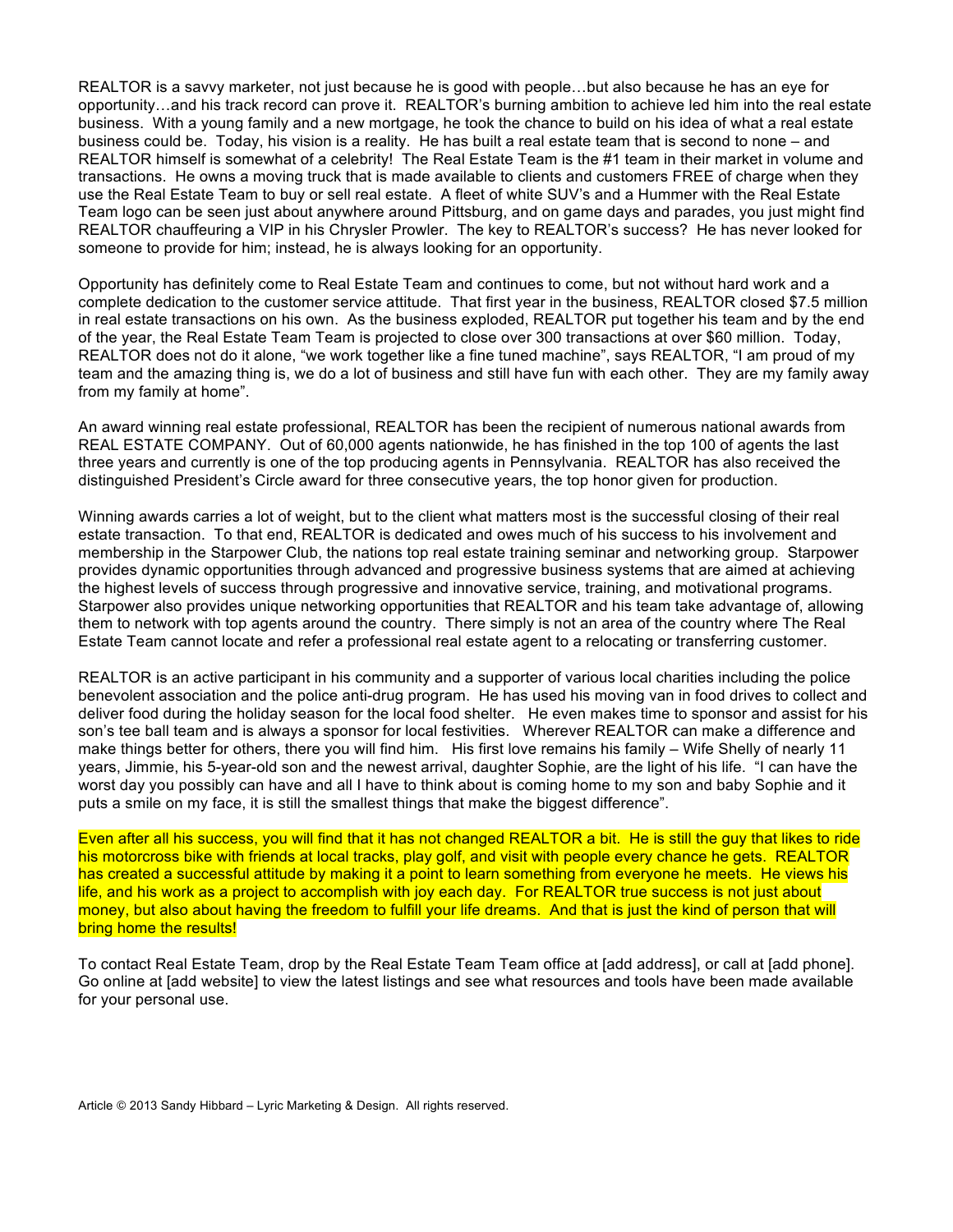REALTOR is a savvy marketer, not just because he is good with people…but also because he has an eye for opportunity…and his track record can prove it. REALTOR's burning ambition to achieve led him into the real estate business. With a young family and a new mortgage, he took the chance to build on his idea of what a real estate business could be. Today, his vision is a reality. He has built a real estate team that is second to none – and REALTOR himself is somewhat of a celebrity! The Real Estate Team is the #1 team in their market in volume and transactions. He owns a moving truck that is made available to clients and customers FREE of charge when they use the Real Estate Team to buy or sell real estate. A fleet of white SUV's and a Hummer with the Real Estate Team logo can be seen just about anywhere around Pittsburg, and on game days and parades, you just might find REALTOR chauffeuring a VIP in his Chrysler Prowler. The key to REALTOR's success? He has never looked for someone to provide for him; instead, he is always looking for an opportunity.

Opportunity has definitely come to Real Estate Team and continues to come, but not without hard work and a complete dedication to the customer service attitude. That first year in the business, REALTOR closed $7.5 million in real estate transactions on his own. As the business exploded, REALTOR put together his team and by the end of the year, the Real Estate Team Team is projected to close over 300 transactions at over $60 million. Today, REALTOR does not do it alone, "we work together like a fine tuned machine", says REALTOR, "I am proud of my team and the amazing thing is, we do a lot of business and still have fun with each other. They are my family away from my family at home".

An award winning real estate professional, REALTOR has been the recipient of numerous national awards from REAL ESTATE COMPANY. Out of 60,000 agents nationwide, he has finished in the top 100 of agents the last three years and currently is one of the top producing agents in Pennsylvania. REALTOR has also received the distinguished President's Circle award for three consecutive years, the top honor given for production.

Winning awards carries a lot of weight, but to the client what matters most is the successful closing of their real estate transaction. To that end, REALTOR is dedicated and owes much of his success to his involvement and membership in the Starpower Club, the nations top real estate training seminar and networking group. Starpower provides dynamic opportunities through advanced and progressive business systems that are aimed at achieving the highest levels of success through progressive and innovative service, training, and motivational programs. Starpower also provides unique networking opportunities that REALTOR and his team take advantage of, allowing them to network with top agents around the country. There simply is not an area of the country where The Real Estate Team cannot locate and refer a professional real estate agent to a relocating or transferring customer.

REALTOR is an active participant in his community and a supporter of various local charities including the police benevolent association and the police anti-drug program. He has used his moving van in food drives to collect and deliver food during the holiday season for the local food shelter. He even makes time to sponsor and assist for his son's tee ball team and is always a sponsor for local festivities. Wherever REALTOR can make a difference and make things better for others, there you will find him. His first love remains his family – Wife Shelly of nearly 11 years, Jimmie, his 5-year-old son and the newest arrival, daughter Sophie, are the light of his life. "I can have the worst day you possibly can have and all I have to think about is coming home to my son and baby Sophie and it puts a smile on my face, it is still the smallest things that make the biggest difference".

Even after all his success, you will find that it has not changed REALTOR a bit. He is still the guy that likes to ride his motorcross bike with friends at local tracks, play golf, and visit with people every chance he gets. REALTOR has created a successful attitude by making it a point to learn something from everyone he meets. He views his life, and his work as a project to accomplish with joy each day. For REALTOR true success is not just about money, but also about having the freedom to fulfill your life dreams. And that is just the kind of person that will bring home the results!

To contact Real Estate Team, drop by the Real Estate Team Team office at [add address], or call at [add phone]. Go online at [add website] to view the latest listings and see what resources and tools have been made available for your personal use.

Article © 2013 Sandy Hibbard – Lyric Marketing & Design. All rights reserved.